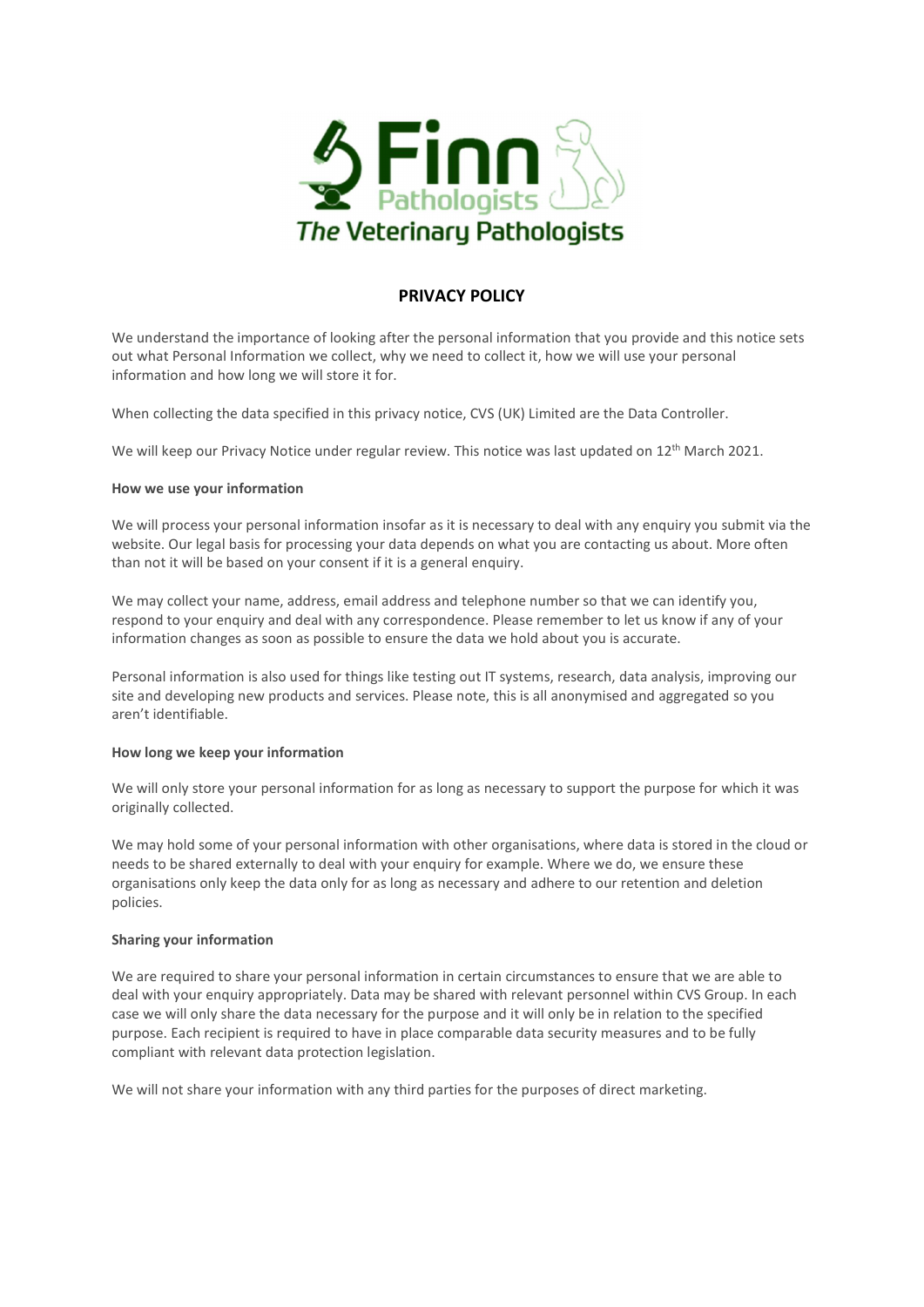# PRIVACY POLICY

We understand the importance of looking after the personal information that you provide and this notice sets out what Personal Information we collect, why we need to collect it, how we will use your personal information and how long we will store it for.

When collecting the data specified in this privacy notice, CVS (UK) Limited are the Data Controller.

We will keep our Privacy Notice under regular review. This notice was last updated on 12th March 2021.

**How we use your information**

We will process your personal information insofar as it is necessary to deal with any enquiry you submit via the website. Our legal basis for processing your data depends on what you are contacting us about. More often than not it will be based on your consent if it is a general enquiry.

We may collect your name, address, email address and telephone number so that we can identify you, respond to your enquiry and deal with any correspondence. Please remember to let us know if any of your information changes as soon as possible to ensure the data we hold about you is accurate.

Personal information is also used for things like testing out IT systems, research, data analysis, improving our site and developing new products and services. Please note, this is all anonymised and aggregated so you aren't identifiable.

**How long we keep your information**

We will only store your personal information for as long as necessary to support the purpose for which it was originally collected.

We may hold some of your personal information with other organisations, where data is stored in the cloud or needs to be shared externally to deal with your enquiry for example. Where we do, we ensure these organisations only keep the data only for as long as necessary and adhere to our retention and deletion policies.

**Sharing your information**

We are required to share your personal information in certain circumstances to ensure that we are able to deal with your enquiry appropriately. Data may be shared with relevant personnel within CVS Group. In each case we will only share the data necessary for the purpose and it will only be in relation to the specified purpose. Each recipient is required to have in place comparable data security measures and to be fully compliant with relevant data protection legislation.

We will not share your information with any third parties for the purposes of direct marketing.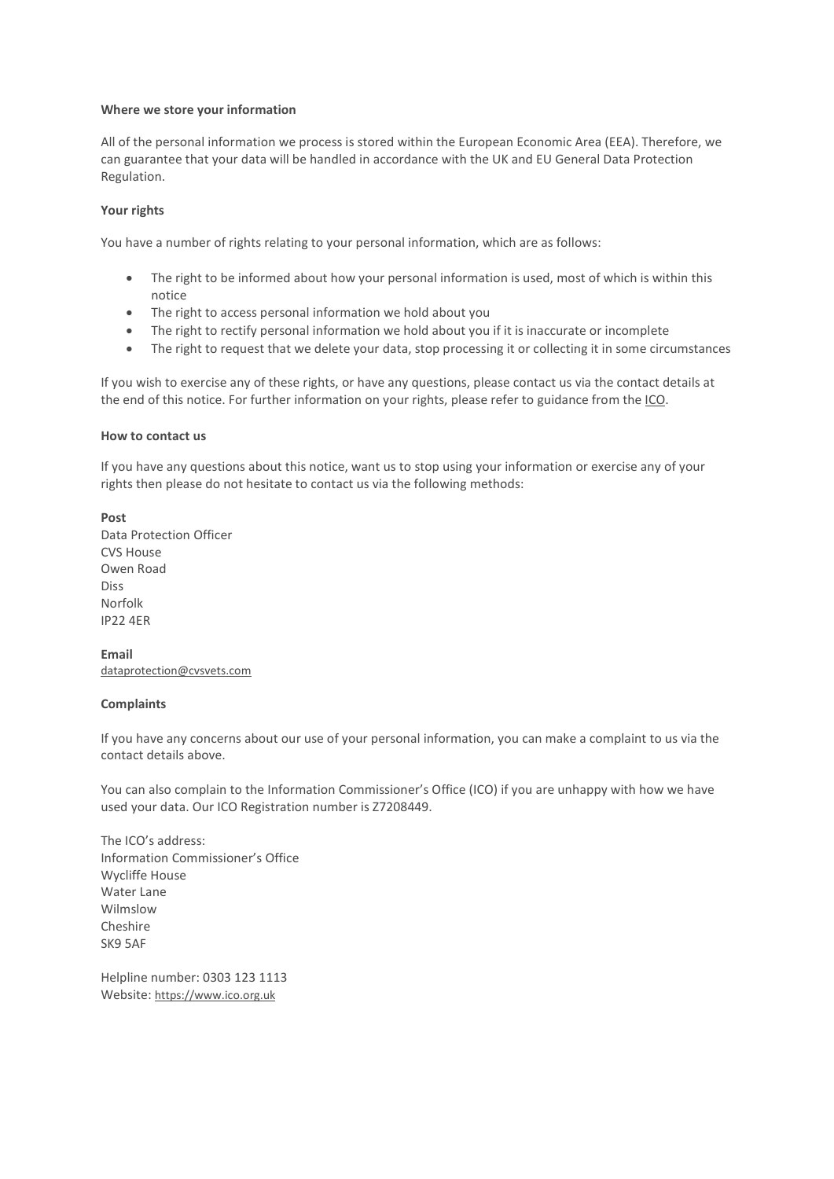**Where we store your information**

All of the personal information we process is stored within the European Economic Area (EEA). Therefore, we can guarantee that your data will be handled in accordance with the UK and EU General Data Protection Regulation.

**Your rights**

You have a number of rights relating to your personal information, which are as follows:

- The right to be informed about how your personal information is used, most of which is within this notice
- The right to access personal information we hold about you
- The right to rectify personal information we hold about you if it is inaccurate or incomplete
- The right to request that we delete your data, stop processing it or collecting it in some circumstances

If you wish to exercise any of these rights, or have any questions, please contact us via the contact details at the end of this notice. For further information on your rights, please refer to guidance from the ICO.

**How to contact us**

If you have any questions about this notice, want us to stop using your information or exercise any of your rights then please do not hesitate to contact us via the following methods:

**Post**
Data Protection Officer
CVS House
Owen Road
Diss
Norfolk
IP22 4ER

**Email**
dataprotection@cvsvets.com

**Complaints**

If you have any concerns about our use of your personal information, you can make a complaint to us via the contact details above.

You can also complain to the Information Commissioner's Office (ICO) if you are unhappy with how we have used your data. Our ICO Registration number is Z7208449.

The ICO's address:
Information Commissioner's Office
Wycliffe House
Water Lane
Wilmslow
Cheshire
SK9 5AF

Helpline number: 0303 123 1113
Website: https://www.ico.org.uk